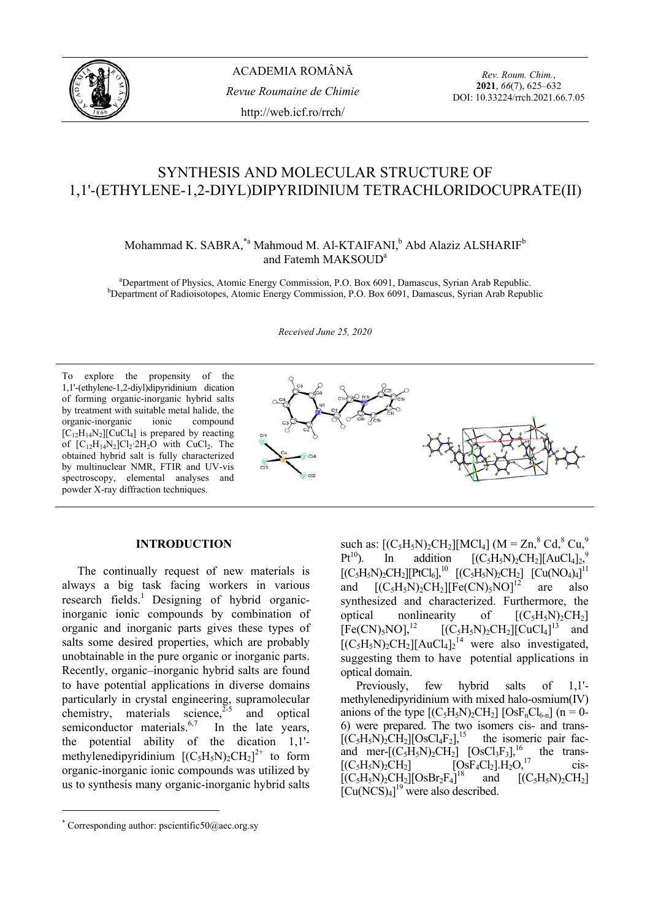# SYNTHESIS AND MOLECULAR STRUCTURE OF 1,1'-(ETHYLENE-1,2-DIYL)DIPYRIDINIUM TETRACHLORIDOCUPRATE(II)

Mohammad K. SABRA,[*a] Mahmoud M. Al-KTAIFANI,[b] Abd Alaziz ALSHARIF[b] and Fatemh MAKSOUD[a]

[a]Department of Physics, Atomic Energy Commission, P.O. Box 6091, Damascus, Syrian Arab Republic.
[b]Department of Radioisotopes, Atomic Energy Commission, P.O. Box 6091, Damascus, Syrian Arab Republic

*Received June 25, 2020*

To explore the propensity of the 1,1'-(ethylene-1,2-diyl)dipyridinium dication of forming organic-inorganic hybrid salts by treatment with suitable metal halide, the organic-inorganic ionic compound $[C_{12}H_{14}N_2][CuCl_4]$ is prepared by reacting of $[C_{12}H_{14}N_2]Cl_2{\cdot}2H_2O$ with $CuCl_2$. The obtained hybrid salt is fully characterized by multinuclear NMR, FTIR and UV-vis spectroscopy, elemental analyses and powder X-ray diffraction techniques.

## INTRODUCTION

The continually request of new materials is always a big task facing workers in various research fields.[1] Designing of hybrid organic-inorganic ionic compounds by combination of organic and inorganic parts gives these types of salts some desired properties, which are probably unobtainable in the pure organic or inorganic parts. Recently, organic–inorganic hybrid salts are found to have potential applications in diverse domains particularly in crystal engineering, supramolecular chemistry, materials science,[2-5] and optical semiconductor materials.[6,7] In the late years, the potential ability of the dication 1,1'-methylenedipyridinium $[(C_5H_5N)_2CH_2]^{2+}$ to form organic-inorganic ionic compounds was utilized by us to synthesis many organic-inorganic hybrid salts such as: $[(C_5H_5N)_2CH_2][MCl_4]$ (M = Zn,[8] Cd,[8] Cu,[9] Pt[10]). In addition $[(C_5H_5N)_2CH_2][AuCl_4]_2$,[9] $[(C_5H_5N)_2CH_2][PtCl_6]$,[10] $[(C_5H_5N)_2CH_2]$ $[Cu(NO_4)_4]$[11] and $[(C_5H_5N)_2CH_2][Fe(CN)_5NO]$[12] are also synthesized and characterized. Furthermore, the optical nonlinearity of $[(C_5H_5N)_2CH_2]$ $[Fe(CN)_5NO]$,[12] $[(C_5H_5N)_2CH_2][CuCl_4]$[13] and $[(C_5H_5N)_2CH_2][AuCl_4]_2$[14] were also investigated, suggesting them to have potential applications in optical domain.

Previously, few hybrid salts of 1,1'-methylenedipyridinium with mixed halo-osmium(IV) anions of the type $[(C_5H_5N)_2CH_2]$ $[OsF_nCl_{6-n}]$ (n = 0-6) were prepared. The two isomers cis- and trans-$[(C_5H_5N)_2CH_2][OsCl_4F_2]$,[15] the isomeric pair fac- and mer-$[(C_5H_5N)_2CH_2]$ $[OsCl_3F_3]$,[16] the trans-$[(C_5H_5N)_2CH_2]$ $[OsF_4Cl_2].H_2O$,[17] cis-$[(C_5H_5N)_2CH_2][OsBr_2F_4]$[18] and $[(C_5H_5N)_2CH_2]$ $[Cu(NCS)_4]$[19] were also described.

---

[*] Corresponding author: pscientific50@aec.org.sy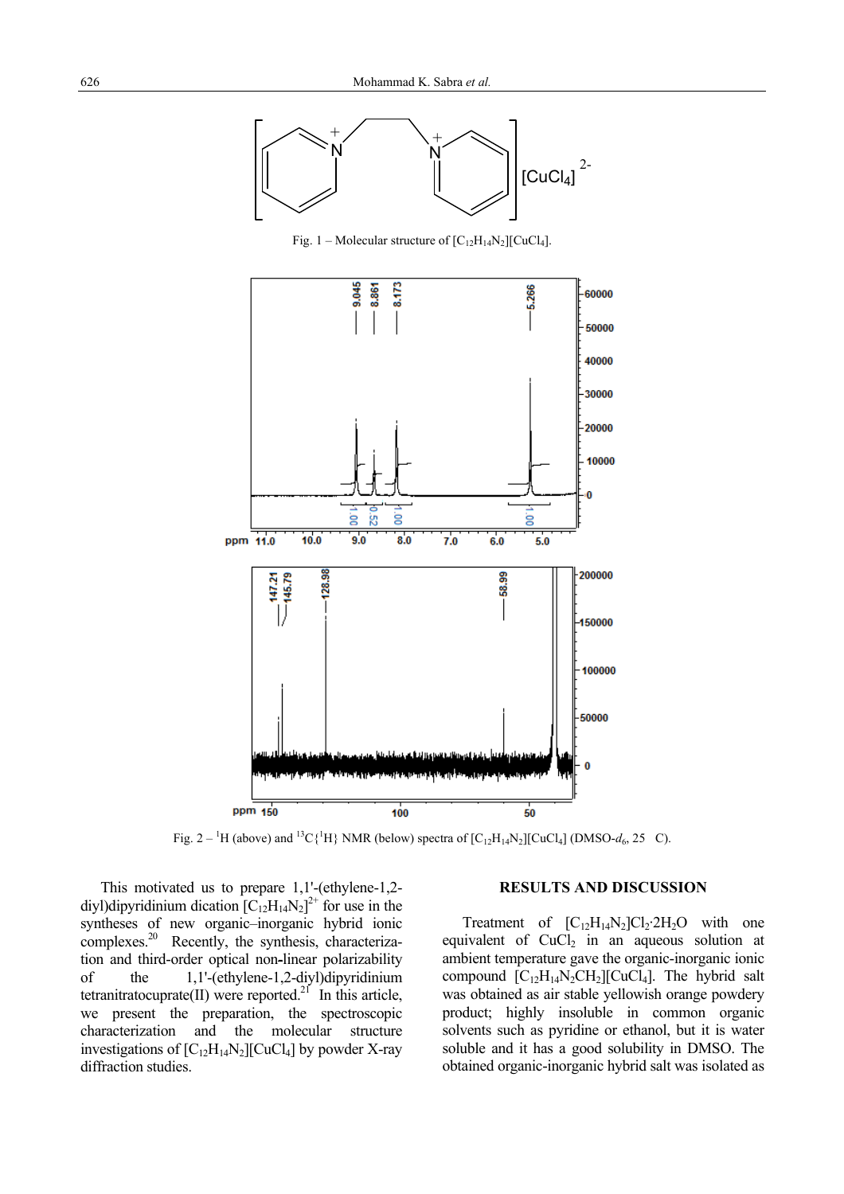Fig. 1 – Molecular structure of $[C_{12}H_{14}N_2][CuCl_4]$.

Fig. 2 – $^1$H (above) and $^{13}C\{^1H\}$ NMR (below) spectra of $[C_{12}H_{14}N_2][CuCl_4]$ (DMSO-$d_6$, 25 C).

This motivated us to prepare 1,1'-(ethylene-1,2-diyl)dipyridinium dication $[C_{12}H_{14}N_2]^{2+}$ for use in the syntheses of new organic–inorganic hybrid ionic complexes.[20] Recently, the synthesis, characterization and third-order optical non-linear polarizability of the 1,1'-(ethylene-1,2-diyl)dipyridinium tetranitratocuprate(II) were reported.[21] In this article, we present the preparation, the spectroscopic characterization and the molecular structure investigations of $[C_{12}H_{14}N_2][CuCl_4]$ by powder X-ray diffraction studies.

## RESULTS AND DISCUSSION

Treatment of $[C_{12}H_{14}N_2]Cl_2{\cdot}2H_2O$ with one equivalent of $CuCl_2$ in an aqueous solution at ambient temperature gave the organic-inorganic ionic compound $[C_{12}H_{14}N_2CH_2][CuCl_4]$. The hybrid salt was obtained as air stable yellowish orange powdery product; highly insoluble in common organic solvents such as pyridine or ethanol, but it is water soluble and it has a good solubility in DMSO. The obtained organic-inorganic hybrid salt was isolated as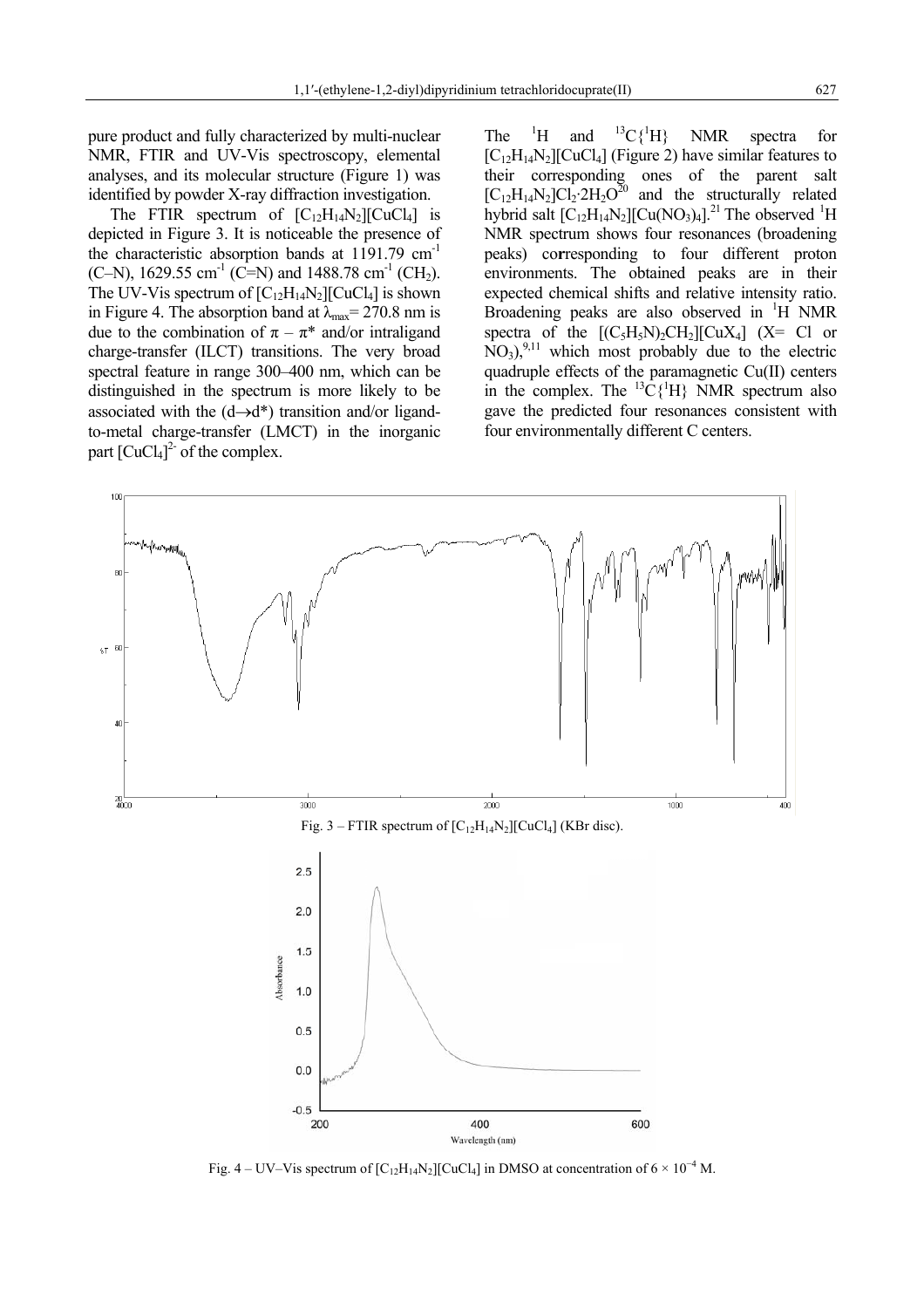pure product and fully characterized by multi-nuclear NMR, FTIR and UV-Vis spectroscopy, elemental analyses, and its molecular structure (Figure 1) was identified by powder X-ray diffraction investigation.

The FTIR spectrum of $[C_{12}H_{14}N_2][CuCl_4]$ is depicted in Figure 3. It is noticeable the presence of the characteristic absorption bands at 1191.79 $cm^{-1}$ (C–N), 1629.55 $cm^{-1}$ (C=N) and 1488.78 $cm^{-1}$ ($CH_2$). The UV-Vis spectrum of $[C_{12}H_{14}N_2][CuCl_4]$ is shown in Figure 4. The absorption band at $\lambda_{max}$= 270.8 nm is due to the combination of $\pi - \pi^*$ and/or intraligand charge-transfer (ILCT) transitions. The very broad spectral feature in range 300–400 nm, which can be distinguished in the spectrum is more likely to be associated with the ($d \rightarrow d^*$) transition and/or ligand-to-metal charge-transfer (LMCT) in the inorganic part $[CuCl_4]^{2-}$ of the complex.

The $^1H$ and $^{13}C\{^1H\}$ NMR spectra for $[C_{12}H_{14}N_2][CuCl_4]$ (Figure 2) have similar features to their corresponding ones of the parent salt $[C_{12}H_{14}N_2]Cl_2 \cdot 2H_2O$[20] and the structurally related hybrid salt $[C_{12}H_{14}N_2][Cu(NO_3)_4]$.[21] The observed $^1H$ NMR spectrum shows four resonances (broadening peaks) corresponding to four different proton environments. The obtained peaks are in their expected chemical shifts and relative intensity ratio. Broadening peaks are also observed in $^1H$ NMR spectra of the $[(C_5H_5N)_2CH_2][CuX_4]$ (X= Cl or $NO_3$),[9,11] which most probably due to the electric quadruple effects of the paramagnetic Cu(II) centers in the complex. The $^{13}C\{^1H\}$ NMR spectrum also gave the predicted four resonances consistent with four environmentally different C centers.

Fig. 3 – FTIR spectrum of $[C_{12}H_{14}N_2][CuCl_4]$ (KBr disc).

Fig. 4 – UV–Vis spectrum of $[C_{12}H_{14}N_2][CuCl_4]$ in DMSO at concentration of $6 \times 10^{-4}$ M.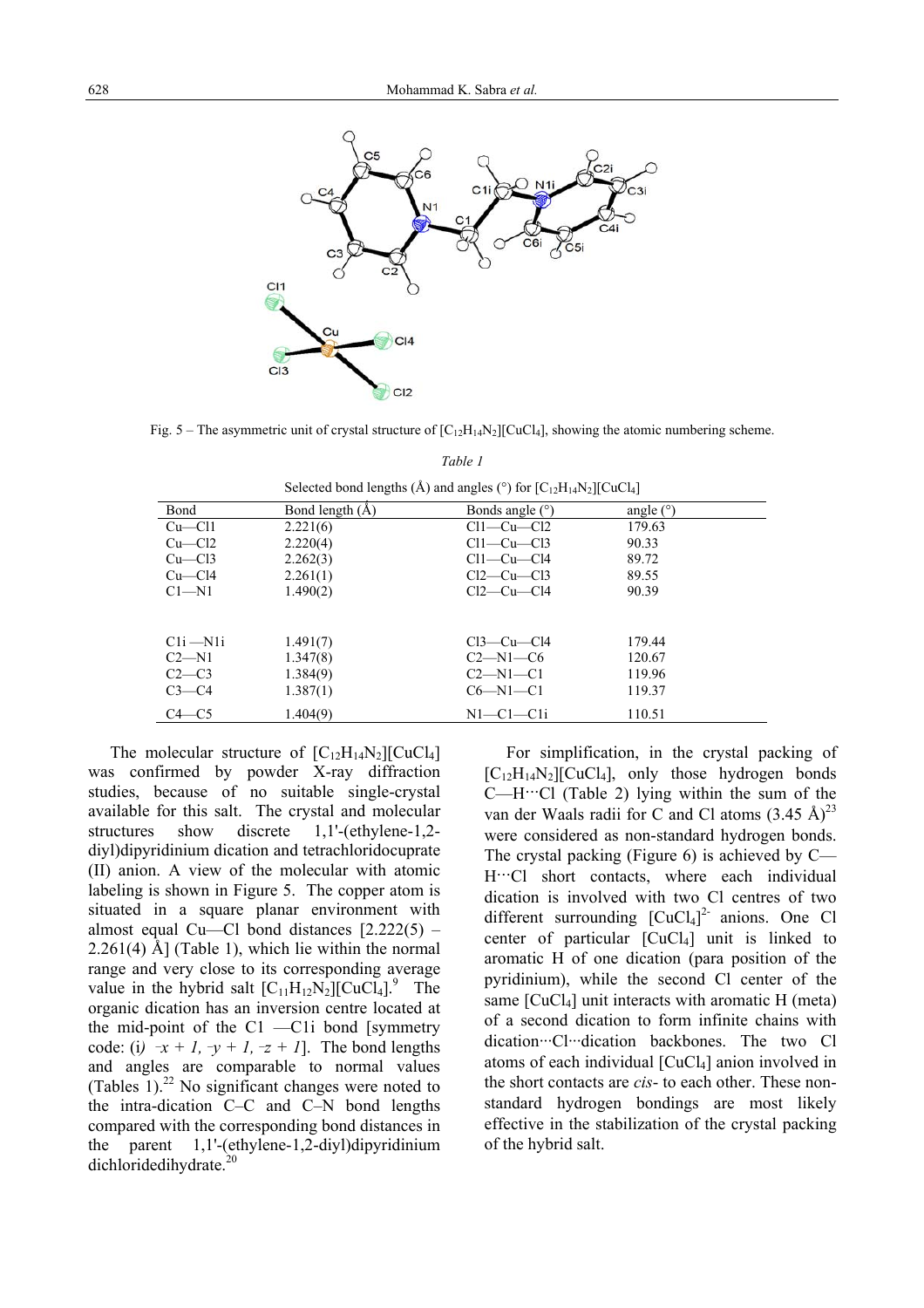Fig. 5 – The asymmetric unit of crystal structure of $[C_{12}H_{14}N_2][CuCl_4]$, showing the atomic numbering scheme.

*Table 1*

Selected bond lengths (Å) and angles (°) for $[C_{12}H_{14}N_2][CuCl_4]$

| Bond | Bond length (Å) | Bonds angle (°) | angle (°) |
|---|---|---|---|
| Cu—Cl1 | 2.221(6) | Cl1—Cu—Cl2 | 179.63 |
| Cu—Cl2 | 2.220(4) | Cl1—Cu—Cl3 | 90.33 |
| Cu—Cl3 | 2.262(3) | Cl1—Cu—Cl4 | 89.72 |
| Cu—Cl4 | 2.261(1) | Cl2—Cu—Cl3 | 89.55 |
| C1—N1 | 1.490(2) | Cl2—Cu—Cl4 | 90.39 |
| C1i —N1i | 1.491(7) | Cl3—Cu—Cl4 | 179.44 |
| C2—N1 | 1.347(8) | C2—N1—C6 | 120.67 |
| C2—C3 | 1.384(9) | C2—N1—C1 | 119.96 |
| C3—C4 | 1.387(1) | C6—N1—C1 | 119.37 |
| C4—C5 | 1.404(9) | N1—C1—C1i | 110.51 |

The molecular structure of $[C_{12}H_{14}N_2][CuCl_4]$ was confirmed by powder X-ray diffraction studies, because of no suitable single-crystal available for this salt. The crystal and molecular structures show discrete 1,1'-(ethylene-1,2-diyl)dipyridinium dication and tetrachloridocuprate (II) anion. A view of the molecular with atomic labeling is shown in Figure 5. The copper atom is situated in a square planar environment with almost equal Cu—Cl bond distances [2.222(5) – 2.261(4) Å] (Table 1), which lie within the normal range and very close to its corresponding average value in the hybrid salt $[C_{11}H_{12}N_2][CuCl_4]$.[9] The organic dication has an inversion centre located at the mid-point of the C1 —C1i bond [symmetry code: (*i) −x + 1, −y + 1, −z + 1*]. The bond lengths and angles are comparable to normal values (Tables 1).[22] No significant changes were noted to the intra-dication C–C and C–N bond lengths compared with the corresponding bond distances in the parent 1,1'-(ethylene-1,2-diyl)dipyridinium dichloridedihydrate.[20]

For simplification, in the crystal packing of $[C_{12}H_{14}N_2][CuCl_4]$, only those hydrogen bonds C—H···Cl (Table 2) lying within the sum of the van der Waals radii for C and Cl atoms (3.45 Å)[23] were considered as non-standard hydrogen bonds. The crystal packing (Figure 6) is achieved by C—H···Cl short contacts, where each individual dication is involved with two Cl centres of two different surrounding $[CuCl_4]^{2-}$ anions. One Cl center of particular $[CuCl_4]$ unit is linked to aromatic H of one dication (para position of the pyridinium), while the second Cl center of the same $[CuCl_4]$ unit interacts with aromatic H (meta) of a second dication to form infinite chains with dication···Cl···dication backbones. The two Cl atoms of each individual $[CuCl_4]$ anion involved in the short contacts are *cis*- to each other. These non-standard hydrogen bondings are most likely effective in the stabilization of the crystal packing of the hybrid salt.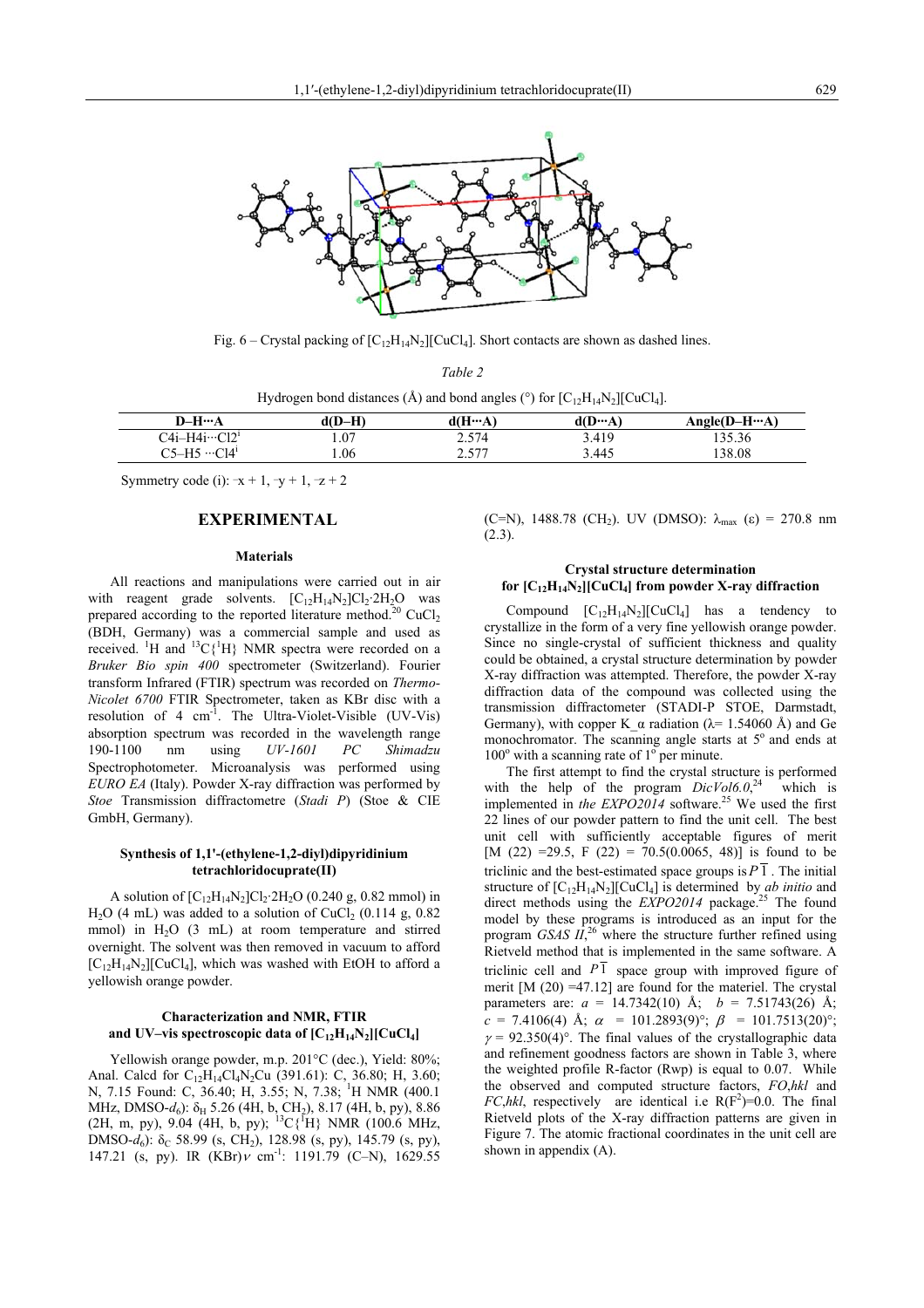Fig. 6 – Crystal packing of $[C_{12}H_{14}N_2][CuCl_4]$. Short contacts are shown as dashed lines.

*Table 2*

Hydrogen bond distances (Å) and bond angles (°) for $[C_{12}H_{14}N_2][CuCl_4]$.

| D–H···A | d(D–H) | d(H···A) | d(D···A) | Angle(D–H···A) |
|---|---|---|---|---|
| C4i–H4i···Cl2$^{i}$ | 1.07 | 2.574 | 3.419 | 135.36 |
| C5–H5 ···Cl4$^{i}$ | 1.06 | 2.577 | 3.445 | 138.08 |

Symmetry code (i): –x + 1, –y + 1, –z + 2

## EXPERIMENTAL

### Materials

All reactions and manipulations were carried out in air with reagent grade solvents. $[C_{12}H_{14}N_2]Cl_2·2H_2O$ was prepared according to the reported literature method.[20] $CuCl_2$ (BDH, Germany) was a commercial sample and used as received. $^{1}H$ and $^{13}C\{^{1}H\}$ NMR spectra were recorded on a *Bruker Bio spin 400* spectrometer (Switzerland). Fourier transform Infrared (FTIR) spectrum was recorded on *Thermo-Nicolet 6700* FTIR Spectrometer, taken as KBr disc with a resolution of 4 $cm^{-1}$. The Ultra-Violet-Visible (UV-Vis) absorption spectrum was recorded in the wavelength range 190-1100 nm using *UV-1601 PC Shimadzu* Spectrophotometer. Microanalysis was performed using *EURO EA* (Italy). Powder X-ray diffraction was performed by *Stoe* Transmission diffractometre (*Stadi P*) (Stoe & CIE GmbH, Germany).

### Synthesis of 1,1'-(ethylene-1,2-diyl)dipyridinium tetrachloridocuprate(II)

A solution of $[C_{12}H_{14}N_2]Cl_2·2H_2O$ (0.240 g, 0.82 mmol) in $H_2O$ (4 mL) was added to a solution of $CuCl_2$ (0.114 g, 0.82 mmol) in $H_2O$ (3 mL) at room temperature and stirred overnight. The solvent was then removed in vacuum to afford $[C_{12}H_{14}N_2][CuCl_4]$, which was washed with EtOH to afford a yellowish orange powder.

### Characterization and NMR, FTIR and UV–vis spectroscopic data of $[C_{12}H_{14}N_2][CuCl_4]$

Yellowish orange powder, m.p. 201°C (dec.), Yield: 80%; Anal. Calcd for $C_{12}H_{14}Cl_4N_2Cu$ (391.61): C, 36.80; H, 3.60; N, 7.15 Found: C, 36.40; H, 3.55; N, 7.38; $^{1}H$ NMR (400.1 MHz, DMSO-$d_6$): $\delta_H$ 5.26 (4H, b, $CH_2$), 8.17 (4H, b, py), 8.86 (2H, m, py), 9.04 (4H, b, py); $^{13}C\{^{1}H\}$ NMR (100.6 MHz, DMSO-$d_6$): $\delta_C$ 58.99 (s, $CH_2$), 128.98 (s, py), 145.79 (s, py), 147.21 (s, py). IR (KBr)$\nu$ $cm^{-1}$: 1191.79 (C–N), 1629.55 (C=N), 1488.78 ($CH_2$). UV (DMSO): $\lambda_{max}$ ($\varepsilon$) = 270.8 nm (2.3).

### Crystal structure determination for $[C_{12}H_{14}N_2][CuCl_4]$ from powder X-ray diffraction

Compound $[C_{12}H_{14}N_2][CuCl_4]$ has a tendency to crystallize in the form of a very fine yellowish orange powder. Since no single-crystal of sufficient thickness and quality could be obtained, a crystal structure determination by powder X-ray diffraction was attempted. Therefore, the powder X-ray diffraction data of the compound was collected using the transmission diffractometer (STADI-P STOE, Darmstadt, Germany), with copper K_α radiation (λ= 1.54060 Å) and Ge monochromator. The scanning angle starts at 5° and ends at 100° with a scanning rate of 1° per minute.

The first attempt to find the crystal structure is performed with the help of the program *DicVol6.0*,[24] which is implemented in *the EXPO2014* software.[25] We used the first 22 lines of our powder pattern to find the unit cell. The best unit cell with sufficiently acceptable figures of merit [M (22) =29.5, F (22) = 70.5(0.0065, 48)] is found to be triclinic and the best-estimated space groups is $P\overline{1}$. The initial structure of $[C_{12}H_{14}N_2][CuCl_4]$ is determined by *ab initio* and direct methods using the *EXPO2014* package.[25] The found model by these programs is introduced as an input for the program *GSAS II*,[26] where the structure further refined using Rietveld method that is implemented in the same software. A triclinic cell and $P\overline{1}$ space group with improved figure of merit [M (20) =47.12] are found for the materiel. The crystal parameters are: $a$ = 14.7342(10) Å; $b$ = 7.51743(26) Å; $c$ = 7.4106(4) Å; $\alpha$ = 101.2893(9)°; $\beta$ = 101.7513(20)°; $\gamma$ = 92.350(4)°. The final values of the crystallographic data and refinement goodness factors are shown in Table 3, where the weighted profile R-factor (Rwp) is equal to 0.07. While the observed and computed structure factors, *FO,hkl* and *FC,hkl*, respectively are identical i.e $R(F^2)$=0.0. The final Rietveld plots of the X-ray diffraction patterns are given in Figure 7. The atomic fractional coordinates in the unit cell are shown in appendix (A).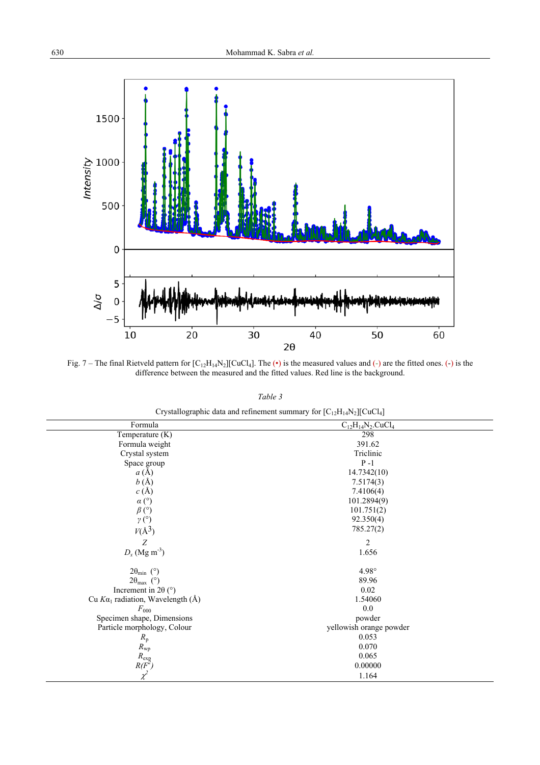Fig. 7 – The final Rietveld pattern for $[C_{12}H_{14}N_2][CuCl_4]$. The (•) is the measured values and (-) are the fitted ones. (-) is the difference between the measured and the fitted values. Red line is the background.

*Table 3*

Crystallographic data and refinement summary for $[C_{12}H_{14}N_2][CuCl_4]$

| Formula | $C_{12}H_{14}N_2.CuCl_4$ |
|---|---|
| Temperature (K) | 298 |
| Formula weight | 391.62 |
| Crystal system | Triclinic |
| Space group | P -1 |
| $a$ (Å) | 14.7342(10) |
| $b$ (Å) | 7.5174(3) |
| $c$ (Å) | 7.4106(4) |
| $\alpha$ (°) | 101.2894(9) |
| $\beta$ (°) | 101.751(2) |
| $\gamma$ (°) | 92.350(4) |
| $V$(Å$^3$) | 785.27(2) |
| $Z$ | 2 |
| $D_x$ (Mg m$^{-3}$) | 1.656 |
| $2\theta_{min}$ (°) | 4.98° |
| $2\theta_{max}$ (°) | 89.96 |
| Increment in 2θ (°) | 0.02 |
| Cu $K\alpha_1$ radiation, Wavelength (Å) | 1.54060 |
| $F_{000}$ | 0.0 |
| Specimen shape, Dimensions | powder |
| Particle morphology, Colour | yellowish orange powder |
| $R_p$ | 0.053 |
| $R_{wp}$ | 0.070 |
| $R_{exp}$ | 0.065 |
| $R(F^2)$ | 0.00000 |
| $\chi^2$ | 1.164 |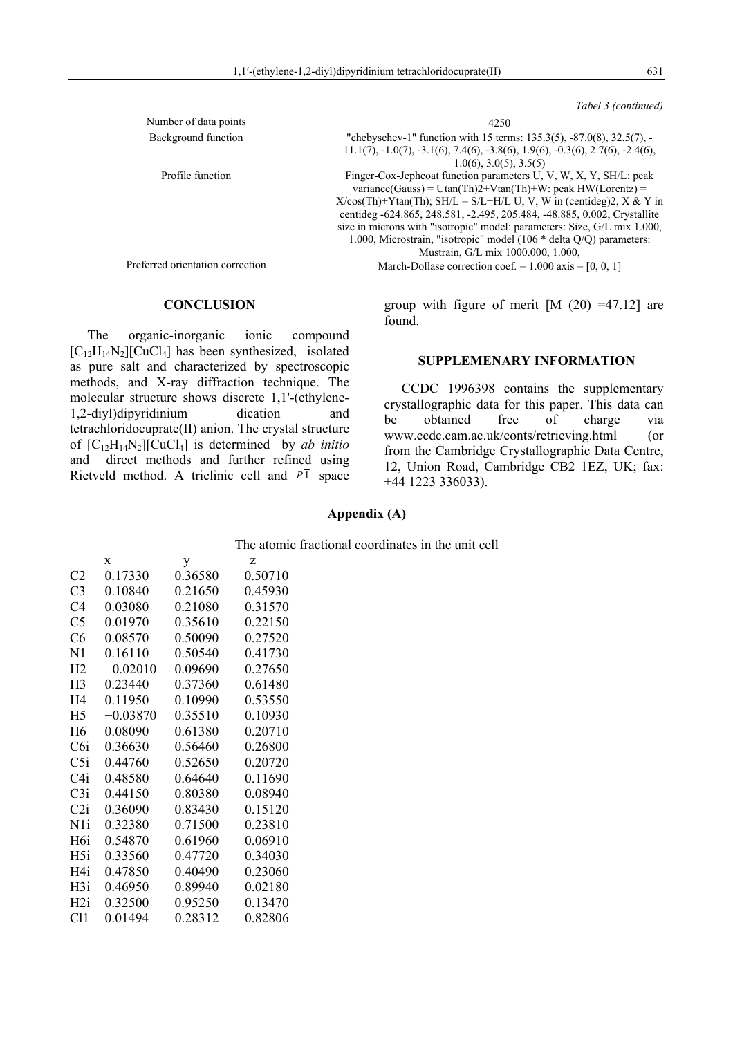*Tabel 3 (continued)*

| | |
|---|---|
| Number of data points | 4250 |
| Background function | "chebyschev-1" function with 15 terms: 135.3(5), -87.0(8), 32.5(7), -11.1(7), -1.0(7), -3.1(6), 7.4(6), -3.8(6), 1.9(6), -0.3(6), 2.7(6), -2.4(6), 1.0(6), 3.0(5), 3.5(5) |
| Profile function | Finger-Cox-Jephcoat function parameters U, V, W, X, Y, SH/L: peak variance(Gauss) = Utan(Th)2+Vtan(Th)+W: peak HW(Lorentz) = X/cos(Th)+Ytan(Th); SH/L = S/L+H/L U, V, W in (centideg)2, X & Y in centideg -624.865, 248.581, -2.495, 205.484, -48.885, 0.002, Crystallite size in microns with "isotropic" model: parameters: Size, G/L mix 1.000, 1.000, Microstrain, "isotropic" model (106 * delta Q/Q) parameters: Mustrain, G/L mix 1000.000, 1.000, |
| Preferred orientation correction | March-Dollase correction coef. = 1.000 axis = [0, 0, 1] |

## CONCLUSION

The organic-inorganic ionic compound $[C_{12}H_{14}N_2][CuCl_4]$ has been synthesized, isolated as pure salt and characterized by spectroscopic methods, and X-ray diffraction technique. The molecular structure shows discrete 1,1'-(ethylene-1,2-diyl)dipyridinium dication and tetrachloridocuprate(II) anion. The crystal structure of $[C_{12}H_{14}N_2][CuCl_4]$ is determined by *ab initio* and direct methods and further refined using Rietveld method. A triclinic cell and $P\bar{1}$ space group with figure of merit [M (20) =47.12] are found.

## SUPPLEMENARY INFORMATION

CCDC 1996398 contains the supplementary crystallographic data for this paper. This data can be obtained free of charge via www.ccdc.cam.ac.uk/conts/retrieving.html (or from the Cambridge Crystallographic Data Centre, 12, Union Road, Cambridge CB2 1EZ, UK; fax: +44 1223 336033).

## Appendix (A)

The atomic fractional coordinates in the unit cell

| | x | y | z |
|---|---|---|---|
| C2 | 0.17330 | 0.36580 | 0.50710 |
| C3 | 0.10840 | 0.21650 | 0.45930 |
| C4 | 0.03080 | 0.21080 | 0.31570 |
| C5 | 0.01970 | 0.35610 | 0.22150 |
| C6 | 0.08570 | 0.50090 | 0.27520 |
| N1 | 0.16110 | 0.50540 | 0.41730 |
| H2 | −0.02010 | 0.09690 | 0.27650 |
| H3 | 0.23440 | 0.37360 | 0.61480 |
| H4 | 0.11950 | 0.10990 | 0.53550 |
| H5 | −0.03870 | 0.35510 | 0.10930 |
| H6 | 0.08090 | 0.61380 | 0.20710 |
| C6i | 0.36630 | 0.56460 | 0.26800 |
| C5i | 0.44760 | 0.52650 | 0.20720 |
| C4i | 0.48580 | 0.64640 | 0.11690 |
| C3i | 0.44150 | 0.80380 | 0.08940 |
| C2i | 0.36090 | 0.83430 | 0.15120 |
| N1i | 0.32380 | 0.71500 | 0.23810 |
| H6i | 0.54870 | 0.61960 | 0.06910 |
| H5i | 0.33560 | 0.47720 | 0.34030 |
| H4i | 0.47850 | 0.40490 | 0.23060 |
| H3i | 0.46950 | 0.89940 | 0.02180 |
| H2i | 0.32500 | 0.95250 | 0.13470 |
| Cl1 | 0.01494 | 0.28312 | 0.82806 |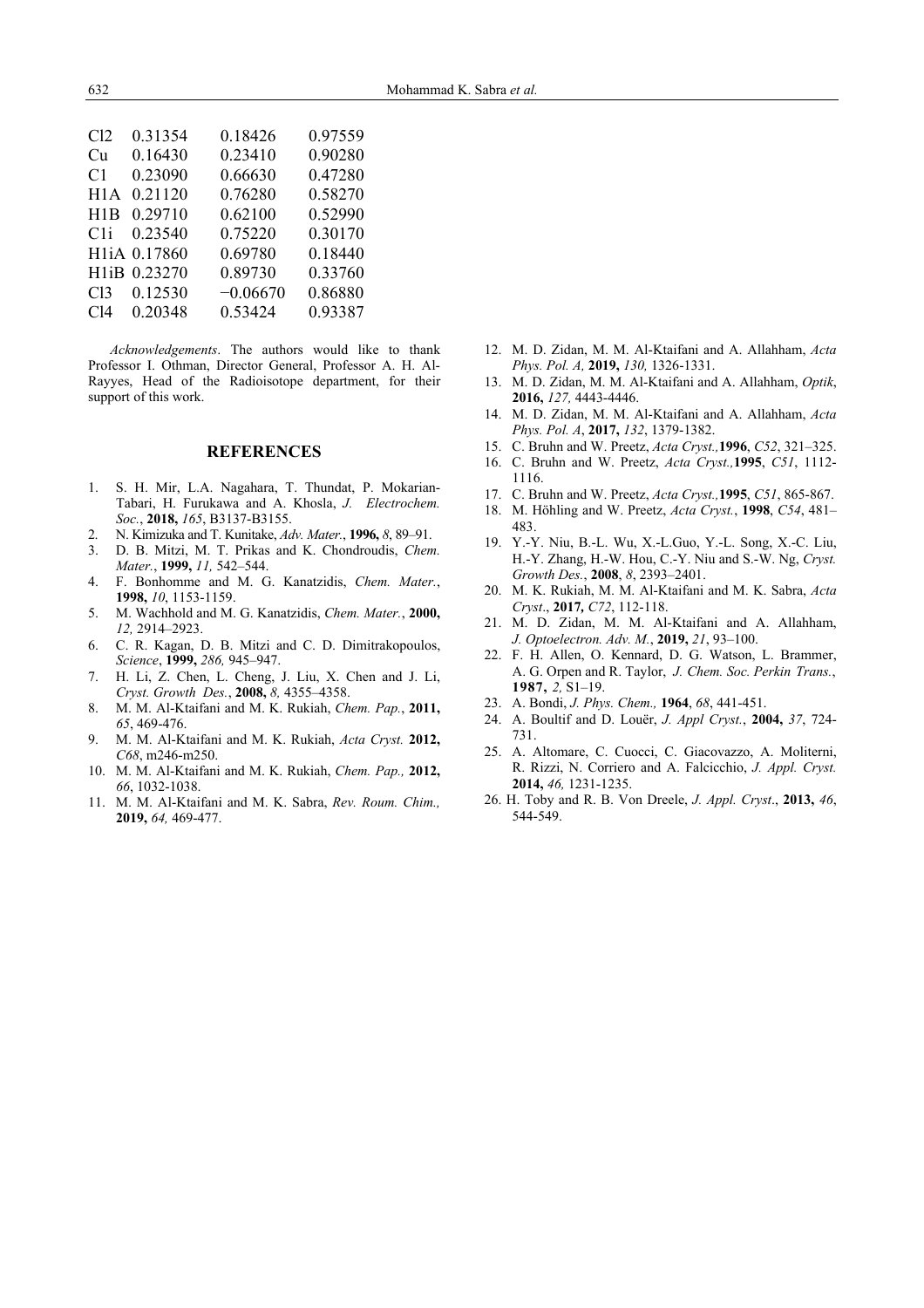| | | | |
|---|---|---|---|
| Cl2 | 0.31354 | 0.18426 | 0.97559 |
| Cu | 0.16430 | 0.23410 | 0.90280 |
| C1 | 0.23090 | 0.66630 | 0.47280 |
| H1A | 0.21120 | 0.76280 | 0.58270 |
| H1B | 0.29710 | 0.62100 | 0.52990 |
| C1i | 0.23540 | 0.75220 | 0.30170 |
| H1iA | 0.17860 | 0.69780 | 0.18440 |
| H1iB | 0.23270 | 0.89730 | 0.33760 |
| Cl3 | 0.12530 | −0.06670 | 0.86880 |
| Cl4 | 0.20348 | 0.53424 | 0.93387 |

*Acknowledgements*. The authors would like to thank Professor I. Othman, Director General, Professor A. H. Al-Rayyes, Head of the Radioisotope department, for their support of this work.

## REFERENCES

1. S. H. Mir, L.A. Nagahara, T. Thundat, P. Mokarian-Tabari, H. Furukawa and A. Khosla, *J. Electrochem. Soc.*, **2018,** *165*, B3137-B3155.
2. N. Kimizuka and T. Kunitake, *Adv. Mater.*, **1996,** *8*, 89–91.
3. D. B. Mitzi, M. T. Prikas and K. Chondroudis, *Chem. Mater.*, **1999,** *11,* 542–544.
4. F. Bonhomme and M. G. Kanatzidis, *Chem. Mater.*, **1998,** *10*, 1153-1159.
5. M. Wachhold and M. G. Kanatzidis, *Chem. Mater.*, **2000,** *12,* 2914–2923.
6. C. R. Kagan, D. B. Mitzi and C. D. Dimitrakopoulos, *Science*, **1999,** *286,* 945–947.
7. H. Li, Z. Chen, L. Cheng, J. Liu, X. Chen and J. Li, *Cryst. Growth Des.*, **2008,** *8,* 4355–4358.
8. M. M. Al-Ktaifani and M. K. Rukiah, *Chem. Pap.*, **2011,** *65*, 469-476.
9. M. M. Al-Ktaifani and M. K. Rukiah, *Acta Cryst.* **2012,** *C68*, m246-m250.
10. M. M. Al-Ktaifani and M. K. Rukiah, *Chem. Pap.,* **2012,** *66*, 1032-1038.
11. M. M. Al-Ktaifani and M. K. Sabra, *Rev. Roum. Chim.,* **2019,** *64,* 469-477.
12. M. D. Zidan, M. M. Al-Ktaifani and A. Allahham, *Acta Phys. Pol. A,* **2019,** *130,* 1326-1331.
13. M. D. Zidan, M. M. Al-Ktaifani and A. Allahham, *Optik*, **2016,** *127,* 4443-4446.
14. M. D. Zidan, M. M. Al-Ktaifani and A. Allahham, *Acta Phys. Pol. A*, **2017,** *132*, 1379-1382.
15. C. Bruhn and W. Preetz, *Acta Cryst.,***1996**, *C52*, 321–325.
16. C. Bruhn and W. Preetz, *Acta Cryst.,***1995**, *C51*, 1112-1116.
17. C. Bruhn and W. Preetz, *Acta Cryst.,***1995**, *C51*, 865-867.
18. M. Höhling and W. Preetz, *Acta Cryst.*, **1998**, *C54*, 481–483.
19. Y.-Y. Niu, B.-L. Wu, X.-L.Guo, Y.-L. Song, X.-C. Liu, H.-Y. Zhang, H.-W. Hou, C.-Y. Niu and S.-W. Ng, *Cryst. Growth Des.*, **2008**, *8*, 2393–2401.
20. M. K. Rukiah, M. M. Al-Ktaifani and M. K. Sabra, *Acta Cryst*., **2017,** *C72*, 112-118.
21. M. D. Zidan, M. M. Al-Ktaifani and A. Allahham, *J. Optoelectron. Adv. M.*, **2019,** *21*, 93–100.
22. F. H. Allen, O. Kennard, D. G. Watson, L. Brammer, A. G. Orpen and R. Taylor, *J. Chem. Soc. Perkin Trans.*, **1987,** *2,* S1–19.
23. A. Bondi, *J. Phys. Chem.,* **1964**, *68*, 441-451.
24. A. Boultif and D. Louër, *J. Appl Cryst.*, **2004,** *37*, 724-731.
25. A. Altomare, C. Cuocci, C. Giacovazzo, A. Moliterni, R. Rizzi, N. Corriero and A. Falcicchio, *J. Appl. Cryst.* **2014,** *46,* 1231-1235.
26. H. Toby and R. B. Von Dreele, *J. Appl. Cryst*., **2013,** *46*, 544-549.